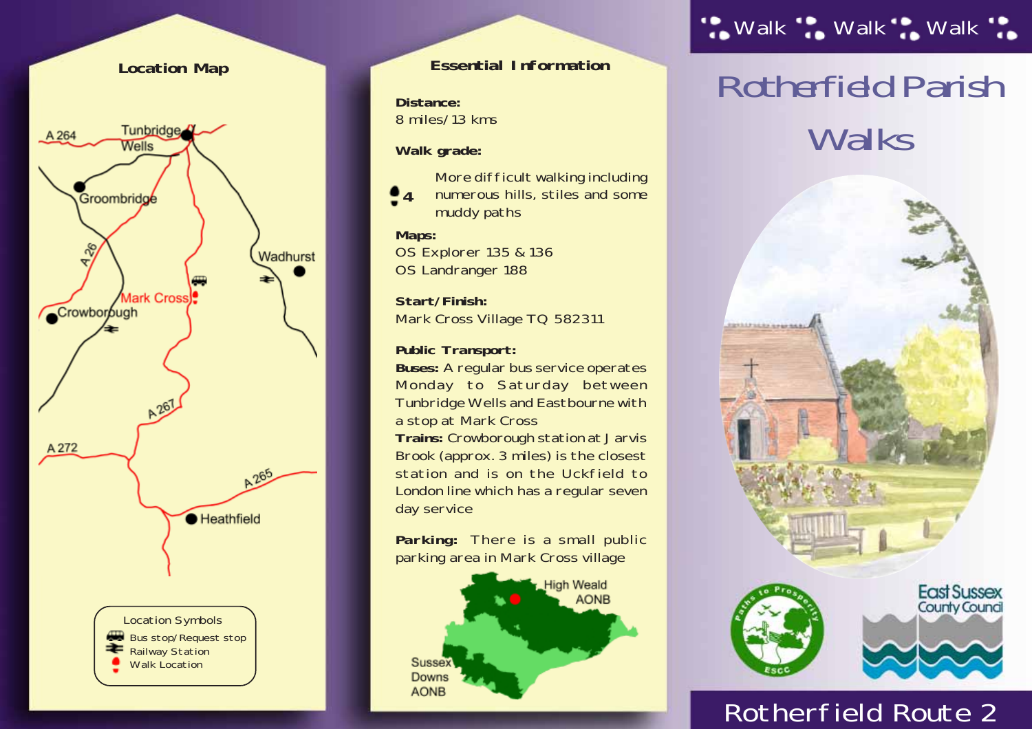Walk Walk Walk

# Rotherfield Parish Walks

## Location Map

A 264
Tunbridge Wells
Groombridge
A 26
Wadhurst
Mark Cross
Crowborough
A 267
A 272
A 265
Heathfield

Location Symbols
- Bus stop/Request stop
- Railway Station
- Walk Location

## Essential Information

**Distance:**
8 miles/13 kms

**Walk grade:**

4 More difficult walking including numerous hills, stiles and some muddy paths

**Maps:**
OS Explorer 135 & 136
OS Landranger 188

**Start/Finish:**
Mark Cross Village TQ 582311

**Public Transport:**
**Buses:** A regular bus service operates Monday to Saturday between Tunbridge Wells and Eastbourne with a stop at Mark Cross
**Trains:** Crowborough station at Jarvis Brook (approx. 3 miles) is the closest station and is on the Uckfield to London line which has a regular seven day service

**Parking:** There is a small public parking area in Mark Cross village

High Weald AONB
Sussex Downs AONB

Paths to Prosperity ESCC

East Sussex County Council

## Rotherfield Route 2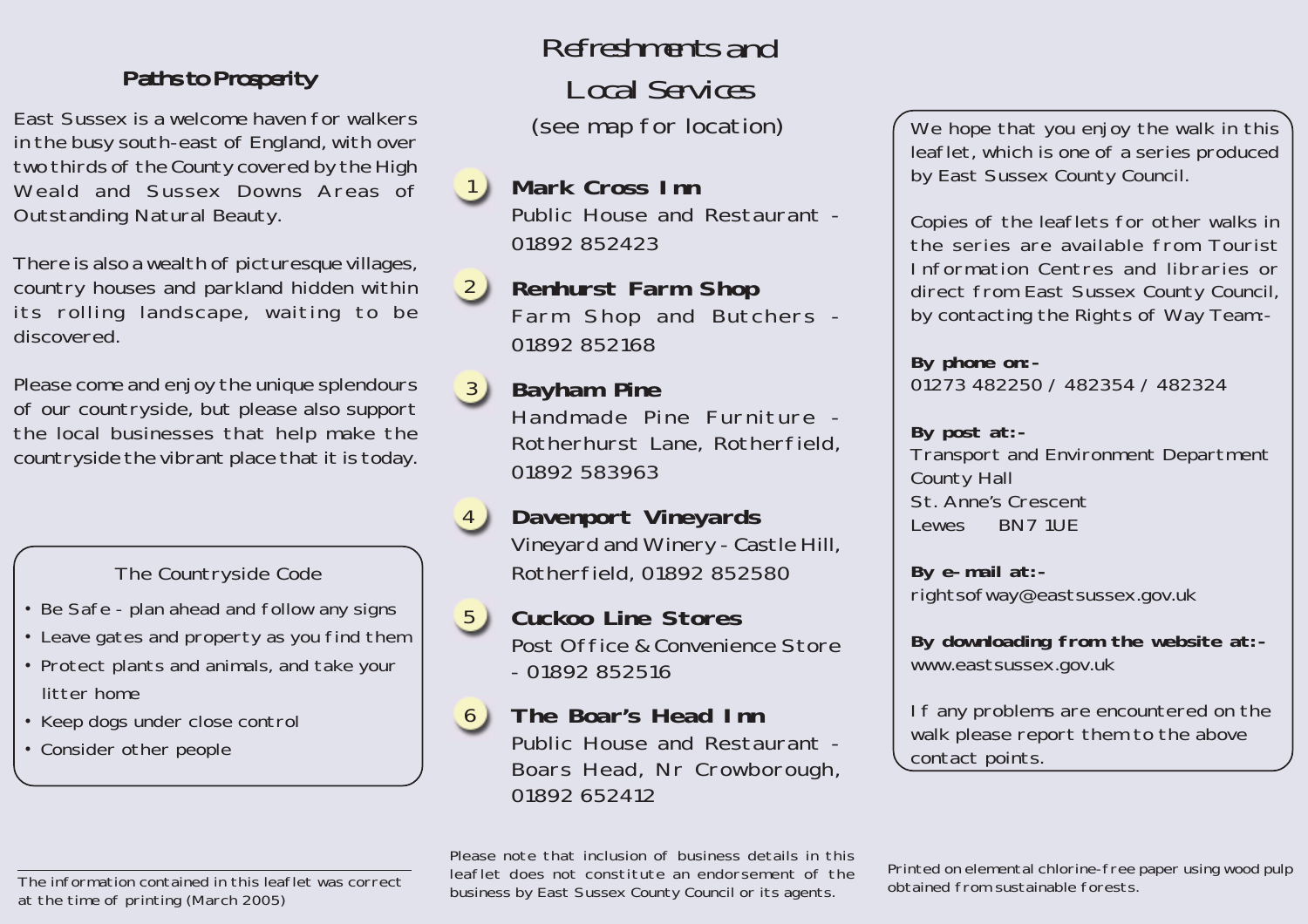## Paths to Prosperity

East Sussex is a welcome haven for walkers in the busy south-east of England, with over two thirds of the County covered by the High Weald and Sussex Downs Areas of Outstanding Natural Beauty.

There is also a wealth of picturesque villages, country houses and parkland hidden within its rolling landscape, waiting to be discovered.

Please come and enjoy the unique splendours of our countryside, but please also support the local businesses that help make the countryside the vibrant place that it is today.

### The Countryside Code

- Be Safe - plan ahead and follow any signs
- Leave gates and property as you find them
- Protect plants and animals, and take your litter home
- Keep dogs under close control
- Consider other people

The information contained in this leaflet was correct at the time of printing (March 2005)

## Refreshments and Local Services

(see map for location)

1. **Mark Cross Inn**
   Public House and Restaurant - 01892 852423
2. **Renhurst Farm Shop**
   Farm Shop and Butchers - 01892 852168
3. **Bayham Pine**
   Handmade Pine Furniture - Rotherhurst Lane, Rotherfield, 01892 583963
4. **Davenport Vineyards**
   Vineyard and Winery - Castle Hill, Rotherfield, 01892 852580
5. **Cuckoo Line Stores**
   Post Office & Convenience Store - 01892 852516
6. **The Boar's Head Inn**
   Public House and Restaurant - Boars Head, Nr Crowborough, 01892 652412

Please note that inclusion of business details in this leaflet does not constitute an endorsement of the business by East Sussex County Council or its agents.

We hope that you enjoy the walk in this leaflet, which is one of a series produced by East Sussex County Council.

Copies of the leaflets for other walks in the series are available from Tourist Information Centres and libraries or direct from East Sussex County Council, by contacting the Rights of Way Team:-

**By phone on:-**
01273 482250 / 482354 / 482324

**By post at:-**
Transport and Environment Department
County Hall
St. Anne's Crescent
Lewes BN7 1UE

**By e-mail at:-**
rightsofway@eastsussex.gov.uk

**By downloading from the website at:-**
www.eastsussex.gov.uk

If any problems are encountered on the walk please report them to the above contact points.

Printed on elemental chlorine-free paper using wood pulp obtained from sustainable forests.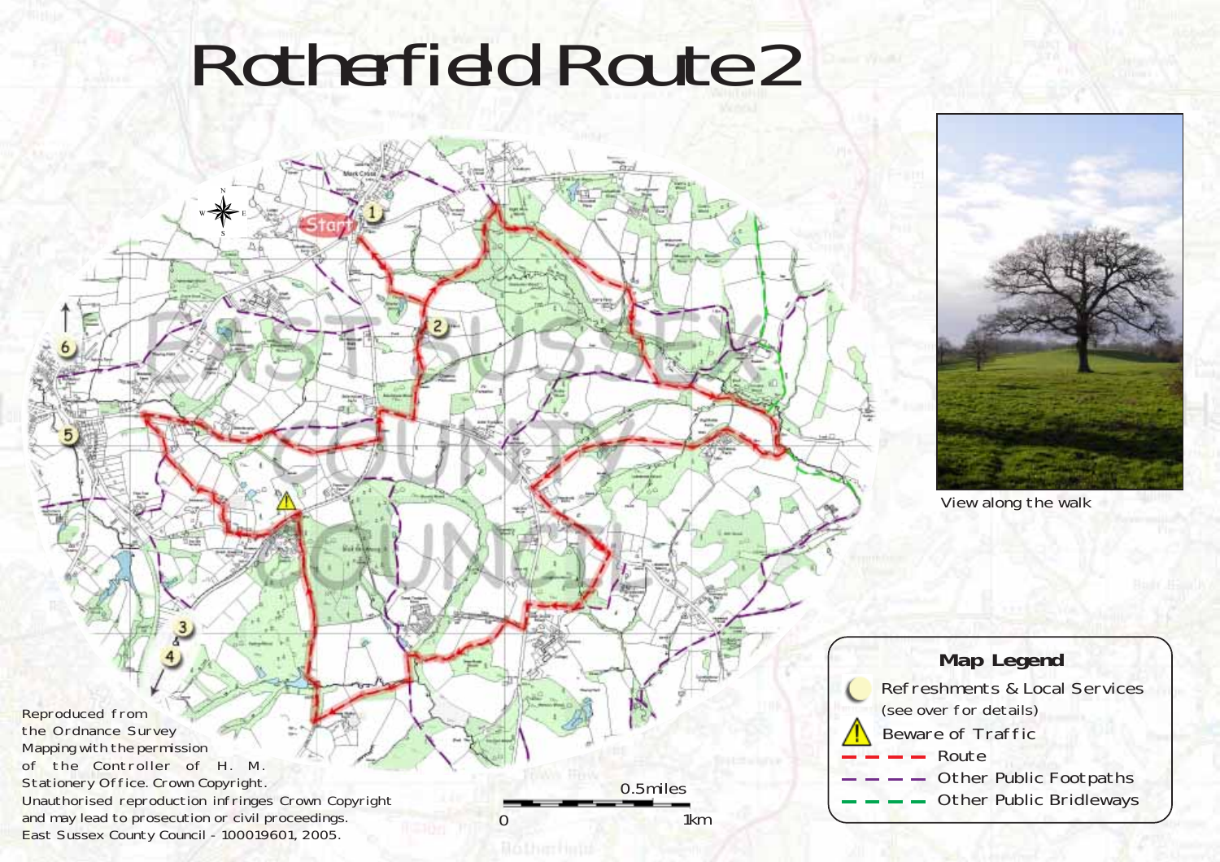# Rotherfield Route 2

View along the walk

**Map Legend**

- Refreshments & Local Services (see over for details)
- Beware of Traffic
- Route
- Other Public Footpaths
- Other Public Bridleways

0.5miles

0 1km

Reproduced from the Ordnance Survey Mapping with the permission of the Controller of H. M. Stationery Office. Crown Copyright. Unauthorised reproduction infringes Crown Copyright and may lead to prosecution or civil proceedings. East Sussex County Council - 100019601, 2005.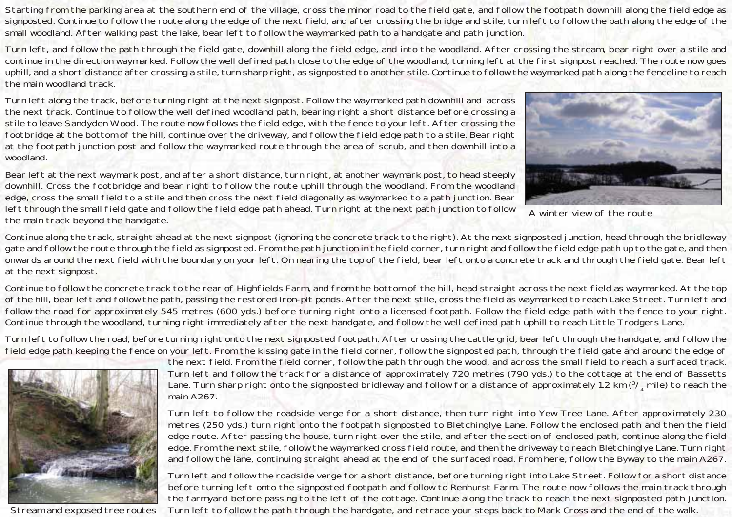Starting from the parking area at the southern end of the village, cross the minor road to the field gate, and follow the footpath downhill along the field edge as signposted. Continue to follow the route along the edge of the next field, and after crossing the bridge and stile, turn left to follow the path along the edge of the small woodland. After walking past the lake, bear left to follow the waymarked path to a handgate and path junction.

Turn left, and follow the path through the field gate, downhill along the field edge, and into the woodland. After crossing the stream, bear right over a stile and continue in the direction waymarked. Follow the well defined path close to the edge of the woodland, turning left at the first signpost reached. The route now goes uphill, and a short distance after crossing a stile, turn sharp right, as signposted to another stile. Continue to follow the waymarked path along the fenceline to reach the main woodland track.

Turn left along the track, before turning right at the next signpost. Follow the waymarked path downhill and across the next track. Continue to follow the well defined woodland path, bearing right a short distance before crossing a stile to leave Sandyden Wood. The route now follows the field edge, with the fence to your left. After crossing the footbridge at the bottom of the hill, continue over the driveway, and follow the field edge path to a stile. Bear right at the footpath junction post and follow the waymarked route through the area of scrub, and then downhill into a woodland.

Bear left at the next waymark post, and after a short distance, turn right, at another waymark post, to head steeply downhill. Cross the footbridge and bear right to follow the route uphill through the woodland. From the woodland edge, cross the small field to a stile and then cross the next field diagonally as waymarked to a path junction. Bear left through the small field gate and follow the field edge path ahead. Turn right at the next path junction to follow the main track beyond the handgate.

A winter view of the route

Continue along the track, straight ahead at the next signpost (ignoring the concrete track to the right). At the next signposted junction, head through the bridleway gate and follow the route through the field as signposted. From the path junction in the field corner, turn right and follow the field edge path up to the gate, and then onwards around the next field with the boundary on your left. On nearing the top of the field, bear left onto a concrete track and through the field gate. Bear left at the next signpost.

Continue to follow the concrete track to the rear of Highfields Farm, and from the bottom of the hill, head straight across the next field as waymarked. At the top of the hill, bear left and follow the path, passing the restored iron-pit ponds. After the next stile, cross the field as waymarked to reach Lake Street. Turn left and follow the road for approximately 545 metres (600 yds.) before turning right onto a licensed footpath. Follow the field edge path with the fence to your right. Continue through the woodland, turning right immediately after the next handgate, and follow the well defined path uphill to reach Little Trodgers Lane.

Turn left to follow the road, before turning right onto the next signposted footpath. After crossing the cattle grid, bear left through the handgate, and follow the field edge path keeping the fence on your left. From the kissing gate in the field corner, follow the signposted path, through the field gate and around the edge of the next field. From the field corner, follow the path through the wood, and across the small field to reach a surfaced track. Turn left and follow the track for a distance of approximately 720 metres (790 yds.) to the cottage at the end of Bassetts Lane. Turn sharp right onto the signposted bridleway and follow for a distance of approximately 1.2 km ($^3/_4$ mile) to reach the main A267.

Turn left to follow the roadside verge for a short distance, then turn right into Yew Tree Lane. After approximately 230 metres (250 yds.) turn right onto the footpath signposted to Bletchinglye Lane. Follow the enclosed path and then the field edge route. After passing the house, turn right over the stile, and after the section of enclosed path, continue along the field edge. From the next stile, follow the waymarked cross field route, and then the driveway to reach Bletchinglye Lane. Turn right and follow the lane, continuing straight ahead at the end of the surfaced road. From here, follow the Byway to the main A267.

Turn left and follow the roadside verge for a short distance, before turning right into Lake Street. Follow for a short distance before turning left onto the signposted footpath and follow to Renhurst Farm. The route now follows the main track through the farmyard before passing to the left of the cottage. Continue along the track to reach the next signposted path junction. Turn left to follow the path through the handgate, and retrace your steps back to Mark Cross and the end of the walk.

Stream and exposed tree routes